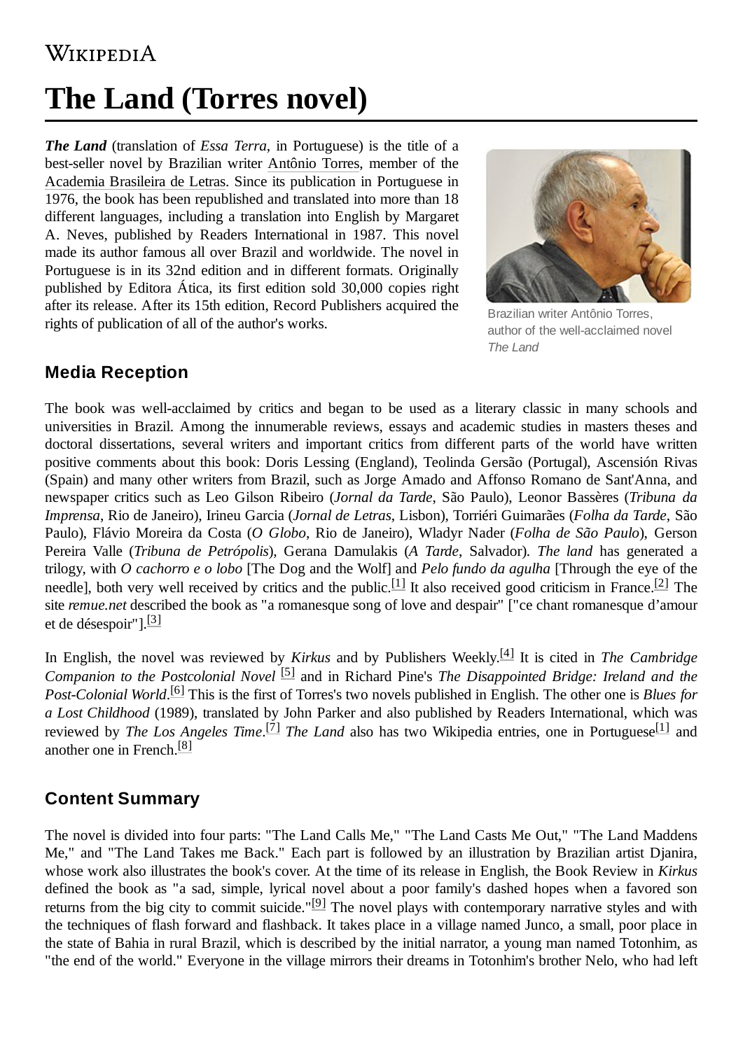# The Land (Torres novel)

***The Land*** (translation of *Essa Terra*, in Portuguese) is the title of a best-seller novel by Brazilian writer Antônio Torres, member of the Academia Brasileira de Letras. Since its publication in Portuguese in 1976, the book has been republished and translated into more than 18 different languages, including a translation into English by Margaret A. Neves, published by Readers International in 1987. This novel made its author famous all over Brazil and worldwide. The novel in Portuguese is in its 32nd edition and in different formats. Originally published by Editora Ática, its first edition sold 30,000 copies right after its release. After its 15th edition, Record Publishers acquired the rights of publication of all of the author's works.

Brazilian writer Antônio Torres, author of the well-acclaimed novel *The Land*

## Media Reception

The book was well-acclaimed by critics and began to be used as a literary classic in many schools and universities in Brazil. Among the innumerable reviews, essays and academic studies in masters theses and doctoral dissertations, several writers and important critics from different parts of the world have written positive comments about this book: Doris Lessing (England), Teolinda Gersão (Portugal), Ascensión Rivas (Spain) and many other writers from Brazil, such as Jorge Amado and Affonso Romano de Sant'Anna, and newspaper critics such as Leo Gilson Ribeiro (*Jornal da Tarde*, São Paulo), Leonor Bassères (*Tribuna da Imprensa*, Rio de Janeiro), Irineu Garcia (*Jornal de Letras*, Lisbon), Torriéri Guimarães (*Folha da Tarde*, São Paulo), Flávio Moreira da Costa (*O Globo*, Rio de Janeiro), Wladyr Nader (*Folha de São Paulo*), Gerson Pereira Valle (*Tribuna de Petrópolis*), Gerana Damulakis (*A Tarde*, Salvador). *The land* has generated a trilogy, with *O cachorro e o lobo* [The Dog and the Wolf] and *Pelo fundo da agulha* [Through the eye of the needle], both very well received by critics and the public.[1] It also received good criticism in France.[2] The site *remue.net* described the book as "a romanesque song of love and despair" ["ce chant romanesque d'amour et de désespoir"].[3]

In English, the novel was reviewed by *Kirkus* and by Publishers Weekly.[4] It is cited in *The Cambridge Companion to the Postcolonial Novel* [5] and in Richard Pine's *The Disappointed Bridge: Ireland and the Post-Colonial World*.[6] This is the first of Torres's two novels published in English. The other one is *Blues for a Lost Childhood* (1989), translated by John Parker and also published by Readers International, which was reviewed by *The Los Angeles Time*.[7] *The Land* also has two Wikipedia entries, one in Portuguese[1] and another one in French.[8]

## Content Summary

The novel is divided into four parts: "The Land Calls Me," "The Land Casts Me Out," "The Land Maddens Me," and "The Land Takes me Back." Each part is followed by an illustration by Brazilian artist Djanira, whose work also illustrates the book's cover. At the time of its release in English, the Book Review in *Kirkus* defined the book as "a sad, simple, lyrical novel about a poor family's dashed hopes when a favored son returns from the big city to commit suicide."[9] The novel plays with contemporary narrative styles and with the techniques of flash forward and flashback. It takes place in a village named Junco, a small, poor place in the state of Bahia in rural Brazil, which is described by the initial narrator, a young man named Totonhim, as "the end of the world." Everyone in the village mirrors their dreams in Totonhim's brother Nelo, who had left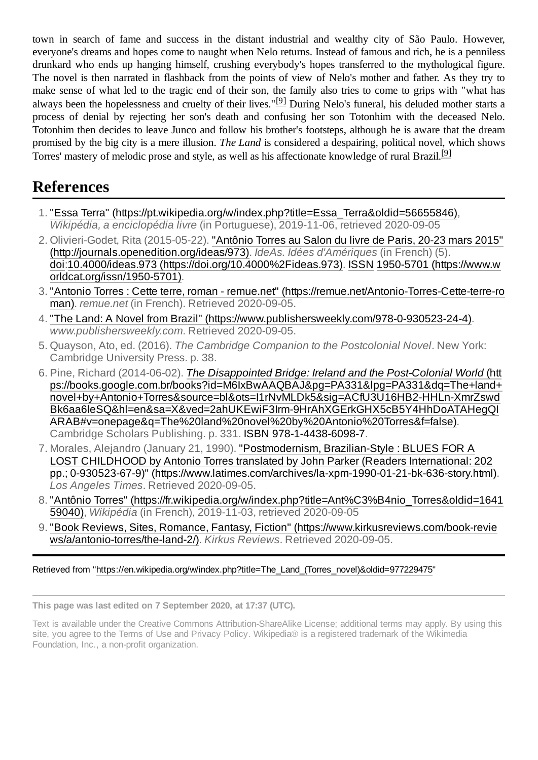town in search of fame and success in the distant industrial and wealthy city of São Paulo. However, everyone's dreams and hopes come to naught when Nelo returns. Instead of famous and rich, he is a penniless drunkard who ends up hanging himself, crushing everybody's hopes transferred to the mythological figure. The novel is then narrated in flashback from the points of view of Nelo's mother and father. As they try to make sense of what led to the tragic end of their son, the family also tries to come to grips with "what has always been the hopelessness and cruelty of their lives."[9] During Nelo's funeral, his deluded mother starts a process of denial by rejecting her son's death and confusing her son Totonhim with the deceased Nelo. Totonhim then decides to leave Junco and follow his brother's footsteps, although he is aware that the dream promised by the big city is a mere illusion. *The Land* is considered a despairing, political novel, which shows Torres' mastery of melodic prose and style, as well as his affectionate knowledge of rural Brazil.[9]

## References

1. "Essa Terra" (https://pt.wikipedia.org/w/index.php?title=Essa_Terra&oldid=56655846), *Wikipédia, a enciclopédia livre* (in Portuguese), 2019-11-06, retrieved 2020-09-05
2. Olivieri-Godet, Rita (2015-05-22). "Antônio Torres au Salon du livre de Paris, 20-23 mars 2015" (http://journals.openedition.org/ideas/973). *IdeAs. Idées d'Amériques* (in French) (5). doi:10.4000/ideas.973 (https://doi.org/10.4000%2Fideas.973). ISSN 1950-5701 (https://www.worldcat.org/issn/1950-5701).
3. "Antonio Torres : Cette terre, roman - remue.net" (https://remue.net/Antonio-Torres-Cette-terre-roman). *remue.net* (in French). Retrieved 2020-09-05.
4. "The Land: A Novel from Brazil" (https://www.publishersweekly.com/978-0-930523-24-4). *www.publishersweekly.com*. Retrieved 2020-09-05.
5. Quayson, Ato, ed. (2016). *The Cambridge Companion to the Postcolonial Novel*. New York: Cambridge University Press. p. 38.
6. Pine, Richard (2014-06-02). *The Disappointed Bridge: Ireland and the Post-Colonial World* (https://books.google.com.br/books?id=M6IxBwAAQBAJ&pg=PA331&lpg=PA331&dq=The+land+novel+by+Antonio+Torres&source=bl&ots=I1rNvMLDk5&sig=ACfU3U16HB2-HHLn-XmrZswdBk6aa6leSQ&hl=en&sa=X&ved=2ahUKEwiF3Irm-9HrAhXGErkGHX5cB5Y4HhDoATAHegQIARAB#v=onepage&q=The%20land%20novel%20by%20Antonio%20Torres&f=false). Cambridge Scholars Publishing. p. 331. ISBN 978-1-4438-6098-7.
7. Morales, Alejandro (January 21, 1990). "Postmodernism, Brazilian-Style : BLUES FOR A LOST CHILDHOOD by Antonio Torres translated by John Parker (Readers International: 202 pp.; 0-930523-67-9)" (https://www.latimes.com/archives/la-xpm-1990-01-21-bk-636-story.html). *Los Angeles Times*. Retrieved 2020-09-05.
8. "Antônio Torres" (https://fr.wikipedia.org/w/index.php?title=Ant%C3%B4nio_Torres&oldid=164159040), *Wikipédia* (in French), 2019-11-03, retrieved 2020-09-05
9. "Book Reviews, Sites, Romance, Fantasy, Fiction" (https://www.kirkusreviews.com/book-reviews/a/antonio-torres/the-land-2/). *Kirkus Reviews*. Retrieved 2020-09-05.

Retrieved from "https://en.wikipedia.org/w/index.php?title=The_Land_(Torres_novel)&oldid=977229475"

**This page was last edited on 7 September 2020, at 17:37 (UTC).**

Text is available under the Creative Commons Attribution-ShareAlike License; additional terms may apply. By using this site, you agree to the Terms of Use and Privacy Policy. Wikipedia® is a registered trademark of the Wikimedia Foundation, Inc., a non-profit organization.